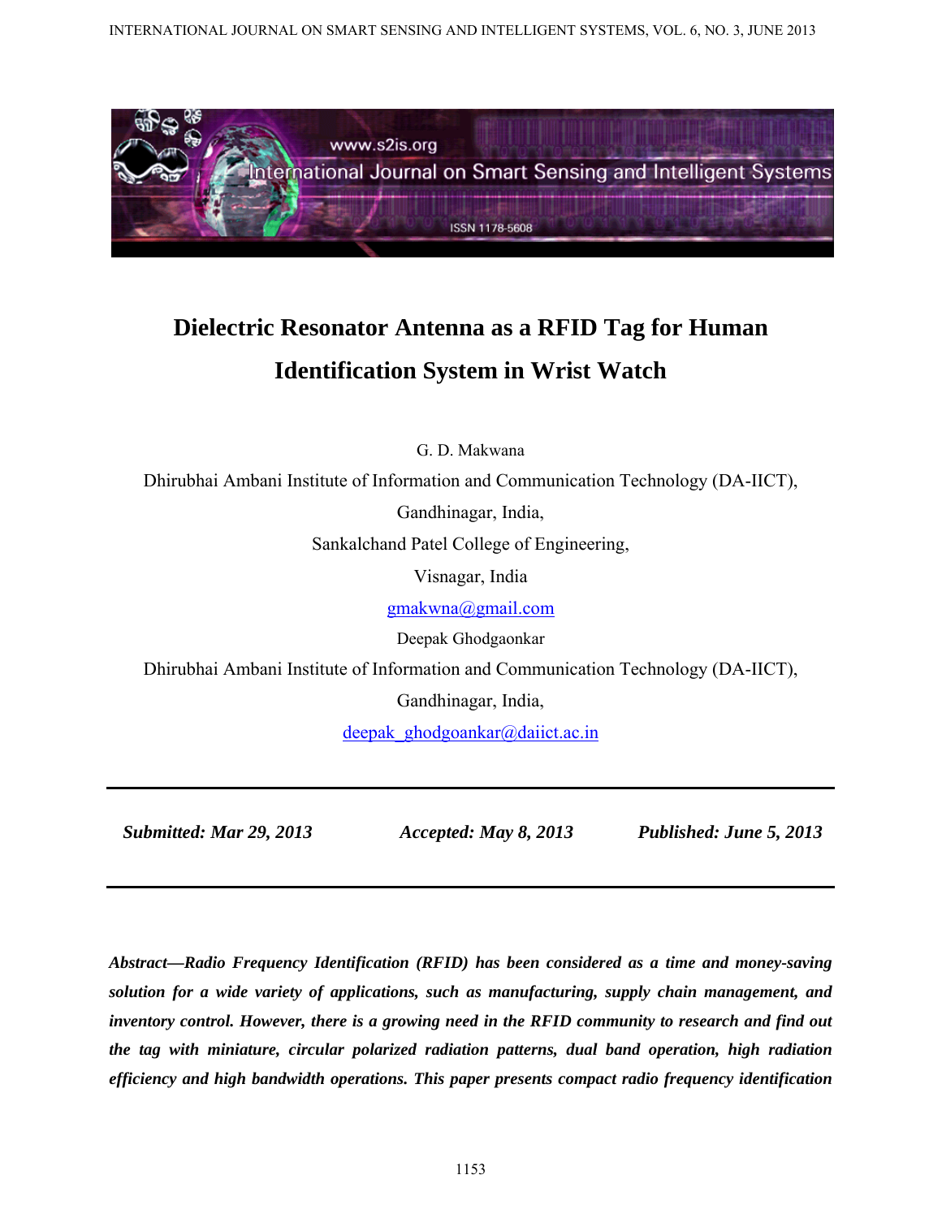# Dielectric Resonator Antenna as a RFID Tag for Human Identification System in Wrist Watch

G. D. Makwana

Dhirubhai Ambani Institute of Information and Communication Technology (DA-IICT),

Gandhinagar, India,

Sankalchand Patel College of Engineering,

Visnagar, India

gmakwna@gmail.com

Deepak Ghodgaonkar

Dhirubhai Ambani Institute of Information and Communication Technology (DA-IICT),

Gandhinagar, India,

deepak_ghodgoankar@daiict.ac.in

---

***Submitted: Mar 29, 2013*** ***Accepted: May 8, 2013*** ***Published: June 5, 2013***

---

***Abstract—Radio Frequency Identification (RFID) has been considered as a time and money-saving solution for a wide variety of applications, such as manufacturing, supply chain management, and inventory control. However, there is a growing need in the RFID community to research and find out the tag with miniature, circular polarized radiation patterns, dual band operation, high radiation efficiency and high bandwidth operations. This paper presents compact radio frequency identification***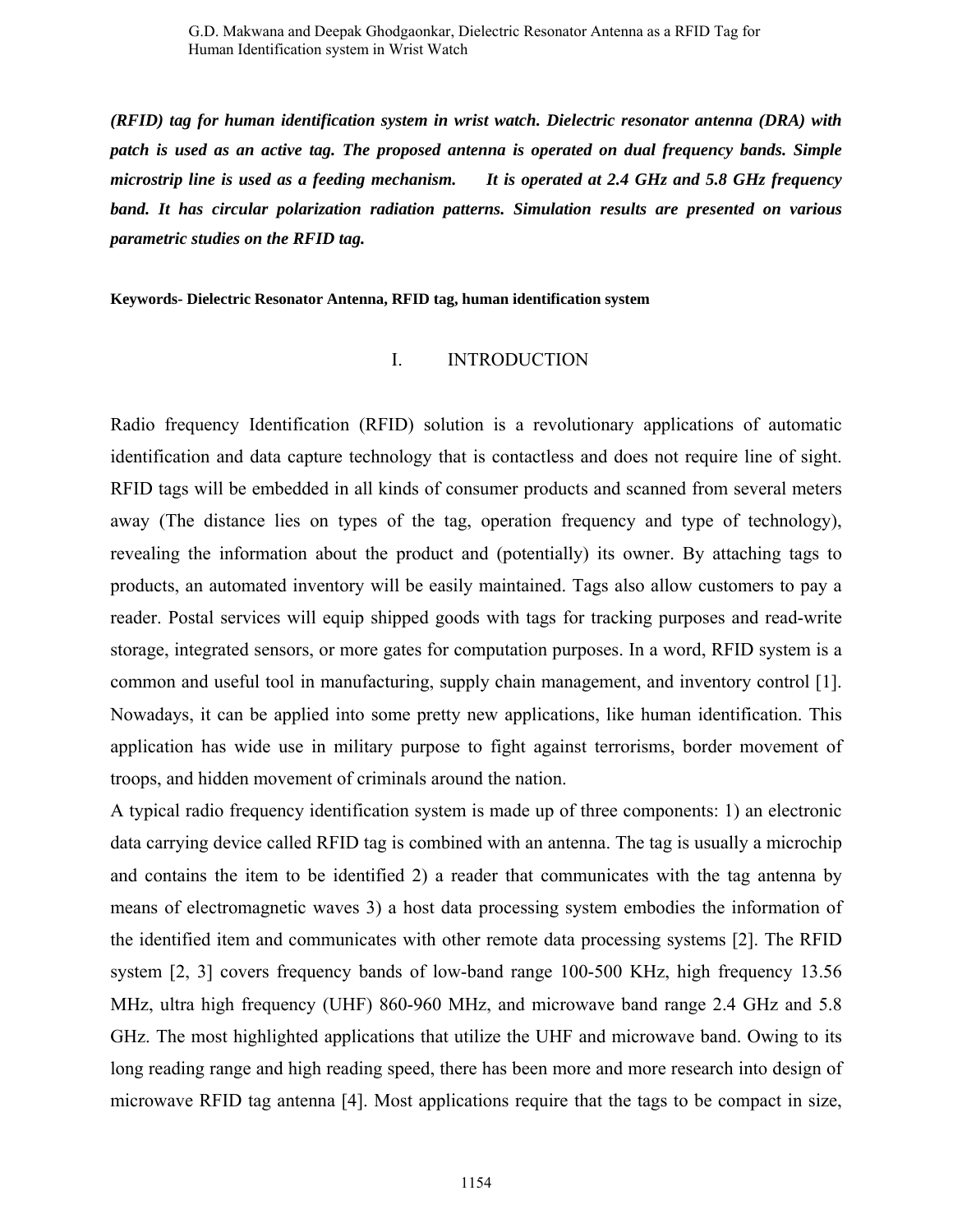***(RFID) tag for human identification system in wrist watch. Dielectric resonator antenna (DRA) with patch is used as an active tag. The proposed antenna is operated on dual frequency bands. Simple microstrip line is used as a feeding mechanism. It is operated at 2.4 GHz and 5.8 GHz frequency band. It has circular polarization radiation patterns. Simulation results are presented on various parametric studies on the RFID tag.***

**Keywords- Dielectric Resonator Antenna, RFID tag, human identification system**

## I. INTRODUCTION

Radio frequency Identification (RFID) solution is a revolutionary applications of automatic identification and data capture technology that is contactless and does not require line of sight. RFID tags will be embedded in all kinds of consumer products and scanned from several meters away (The distance lies on types of the tag, operation frequency and type of technology), revealing the information about the product and (potentially) its owner. By attaching tags to products, an automated inventory will be easily maintained. Tags also allow customers to pay a reader. Postal services will equip shipped goods with tags for tracking purposes and read-write storage, integrated sensors, or more gates for computation purposes. In a word, RFID system is a common and useful tool in manufacturing, supply chain management, and inventory control [1]. Nowadays, it can be applied into some pretty new applications, like human identification. This application has wide use in military purpose to fight against terrorisms, border movement of troops, and hidden movement of criminals around the nation.

A typical radio frequency identification system is made up of three components: 1) an electronic data carrying device called RFID tag is combined with an antenna. The tag is usually a microchip and contains the item to be identified 2) a reader that communicates with the tag antenna by means of electromagnetic waves 3) a host data processing system embodies the information of the identified item and communicates with other remote data processing systems [2]. The RFID system [2, 3] covers frequency bands of low-band range 100-500 KHz, high frequency 13.56 MHz, ultra high frequency (UHF) 860-960 MHz, and microwave band range 2.4 GHz and 5.8 GHz. The most highlighted applications that utilize the UHF and microwave band. Owing to its long reading range and high reading speed, there has been more and more research into design of microwave RFID tag antenna [4]. Most applications require that the tags to be compact in size,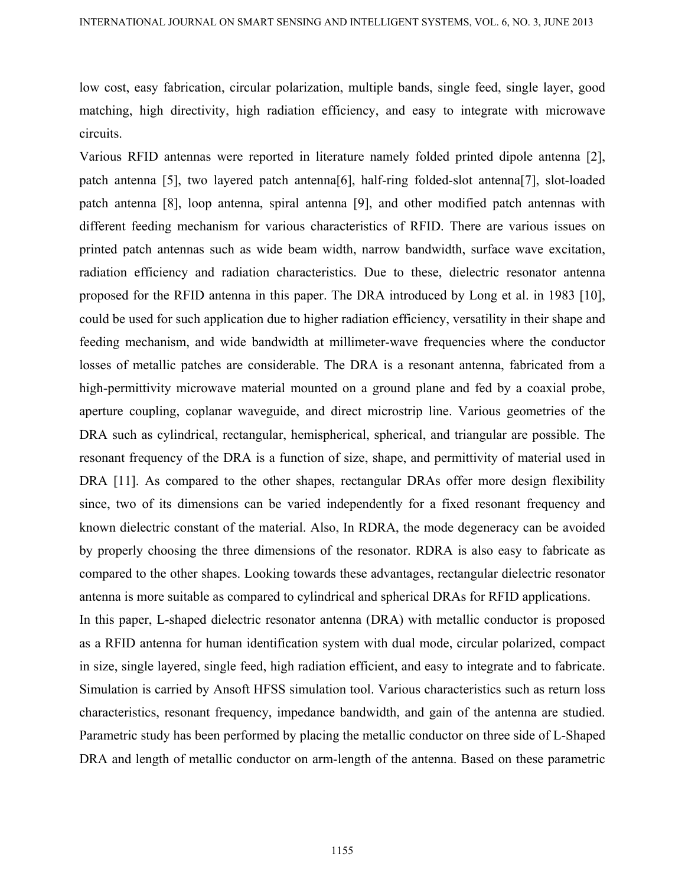low cost, easy fabrication, circular polarization, multiple bands, single feed, single layer, good matching, high directivity, high radiation efficiency, and easy to integrate with microwave circuits.

Various RFID antennas were reported in literature namely folded printed dipole antenna [2], patch antenna [5], two layered patch antenna[6], half-ring folded-slot antenna[7], slot-loaded patch antenna [8], loop antenna, spiral antenna [9], and other modified patch antennas with different feeding mechanism for various characteristics of RFID. There are various issues on printed patch antennas such as wide beam width, narrow bandwidth, surface wave excitation, radiation efficiency and radiation characteristics. Due to these, dielectric resonator antenna proposed for the RFID antenna in this paper. The DRA introduced by Long et al. in 1983 [10], could be used for such application due to higher radiation efficiency, versatility in their shape and feeding mechanism, and wide bandwidth at millimeter-wave frequencies where the conductor losses of metallic patches are considerable. The DRA is a resonant antenna, fabricated from a high-permittivity microwave material mounted on a ground plane and fed by a coaxial probe, aperture coupling, coplanar waveguide, and direct microstrip line. Various geometries of the DRA such as cylindrical, rectangular, hemispherical, spherical, and triangular are possible. The resonant frequency of the DRA is a function of size, shape, and permittivity of material used in DRA [11]. As compared to the other shapes, rectangular DRAs offer more design flexibility since, two of its dimensions can be varied independently for a fixed resonant frequency and known dielectric constant of the material. Also, In RDRA, the mode degeneracy can be avoided by properly choosing the three dimensions of the resonator. RDRA is also easy to fabricate as compared to the other shapes. Looking towards these advantages, rectangular dielectric resonator antenna is more suitable as compared to cylindrical and spherical DRAs for RFID applications.

In this paper, L-shaped dielectric resonator antenna (DRA) with metallic conductor is proposed as a RFID antenna for human identification system with dual mode, circular polarized, compact in size, single layered, single feed, high radiation efficient, and easy to integrate and to fabricate. Simulation is carried by Ansoft HFSS simulation tool. Various characteristics such as return loss characteristics, resonant frequency, impedance bandwidth, and gain of the antenna are studied. Parametric study has been performed by placing the metallic conductor on three side of L-Shaped DRA and length of metallic conductor on arm-length of the antenna. Based on these parametric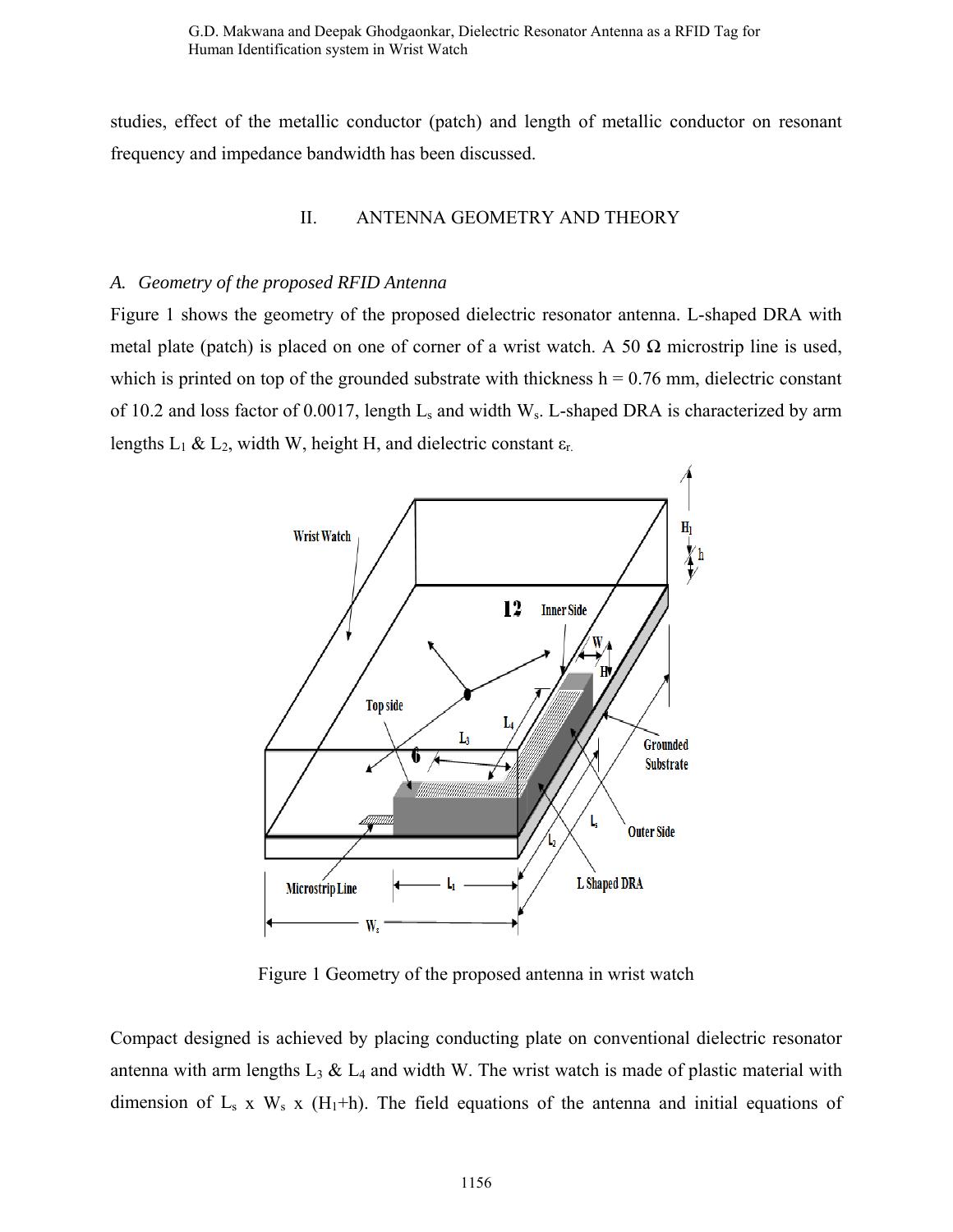studies, effect of the metallic conductor (patch) and length of metallic conductor on resonant frequency and impedance bandwidth has been discussed.

## II. ANTENNA GEOMETRY AND THEORY

### *A. Geometry of the proposed RFID Antenna*

Figure 1 shows the geometry of the proposed dielectric resonator antenna. L-shaped DRA with metal plate (patch) is placed on one of corner of a wrist watch. A 50 Ω microstrip line is used, which is printed on top of the grounded substrate with thickness h = 0.76 mm, dielectric constant of 10.2 and loss factor of 0.0017, length $L_s$ and width $W_s$. L-shaped DRA is characterized by arm lengths $L_1$ & $L_2$, width W, height H, and dielectric constant $\varepsilon_r$.

Figure 1 Geometry of the proposed antenna in wrist watch

Compact designed is achieved by placing conducting plate on conventional dielectric resonator antenna with arm lengths $L_3$ & $L_4$ and width W. The wrist watch is made of plastic material with dimension of $L_s$ x $W_s$ x ($H_1$+h). The field equations of the antenna and initial equations of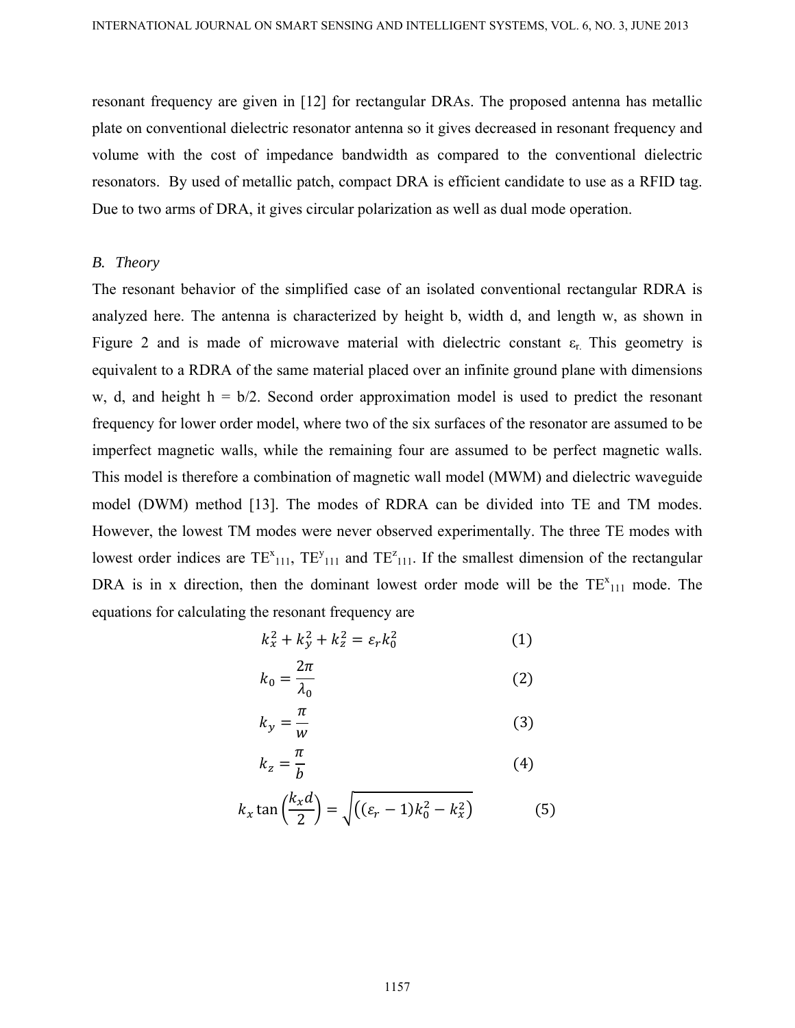resonant frequency are given in [12] for rectangular DRAs. The proposed antenna has metallic plate on conventional dielectric resonator antenna so it gives decreased in resonant frequency and volume with the cost of impedance bandwidth as compared to the conventional dielectric resonators. By used of metallic patch, compact DRA is efficient candidate to use as a RFID tag. Due to two arms of DRA, it gives circular polarization as well as dual mode operation.

### *B. Theory*

The resonant behavior of the simplified case of an isolated conventional rectangular RDRA is analyzed here. The antenna is characterized by height b, width d, and length w, as shown in Figure 2 and is made of microwave material with dielectric constant $\varepsilon_r$. This geometry is equivalent to a RDRA of the same material placed over an infinite ground plane with dimensions w, d, and height h = b/2. Second order approximation model is used to predict the resonant frequency for lower order model, where two of the six surfaces of the resonator are assumed to be imperfect magnetic walls, while the remaining four are assumed to be perfect magnetic walls. This model is therefore a combination of magnetic wall model (MWM) and dielectric waveguide model (DWM) method [13]. The modes of RDRA can be divided into TE and TM modes. However, the lowest TM modes were never observed experimentally. The three TE modes with lowest order indices are $TE^x_{111}$, $TE^y_{111}$ and $TE^z_{111}$. If the smallest dimension of the rectangular DRA is in x direction, then the dominant lowest order mode will be the $TE^x_{111}$ mode. The equations for calculating the resonant frequency are

$$k_x^2 + k_y^2 + k_z^2 = \varepsilon_r k_0^2 \qquad (1)$$

$$k_0 = \frac{2\pi}{\lambda_0} \qquad (2)$$

$$k_y = \frac{\pi}{w} \qquad (3)$$

$$k_z = \frac{\pi}{b} \qquad (4)$$

$$k_x \tan\left(\frac{k_x d}{2}\right) = \sqrt{\left((\varepsilon_r - 1)k_0^2 - k_x^2\right)} \qquad (5)$$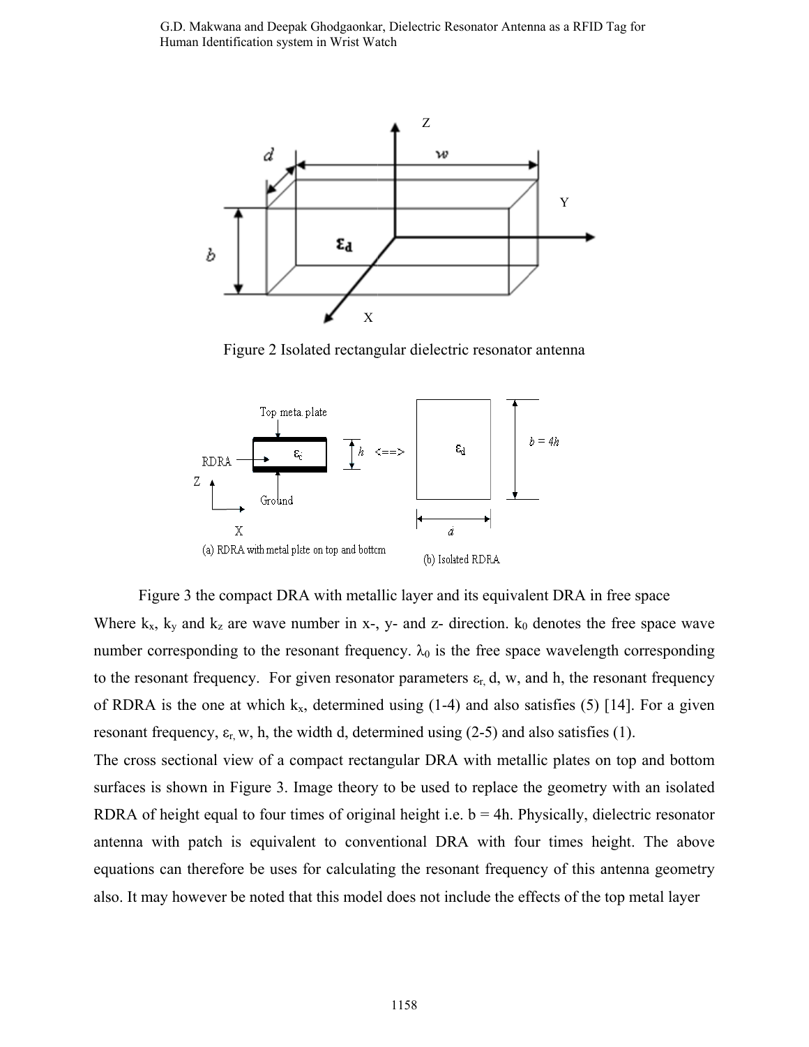Figure 2 Isolated rectangular dielectric resonator antenna

Figure 3 the compact DRA with metallic layer and its equivalent DRA in free space

Where $k_x$, $k_y$ and $k_z$ are wave number in x-, y- and z- direction. $k_0$ denotes the free space wave number corresponding to the resonant frequency. $\lambda_0$ is the free space wavelength corresponding to the resonant frequency. For given resonator parameters $\varepsilon_r$, d, w, and h, the resonant frequency of RDRA is the one at which $k_x$, determined using (1-4) and also satisfies (5) [14]. For a given resonant frequency, $\varepsilon_r$, w, h, the width d, determined using (2-5) and also satisfies (1).

The cross sectional view of a compact rectangular DRA with metallic plates on top and bottom surfaces is shown in Figure 3. Image theory to be used to replace the geometry with an isolated RDRA of height equal to four times of original height i.e. b = 4h. Physically, dielectric resonator antenna with patch is equivalent to conventional DRA with four times height. The above equations can therefore be uses for calculating the resonant frequency of this antenna geometry also. It may however be noted that this model does not include the effects of the top metal layer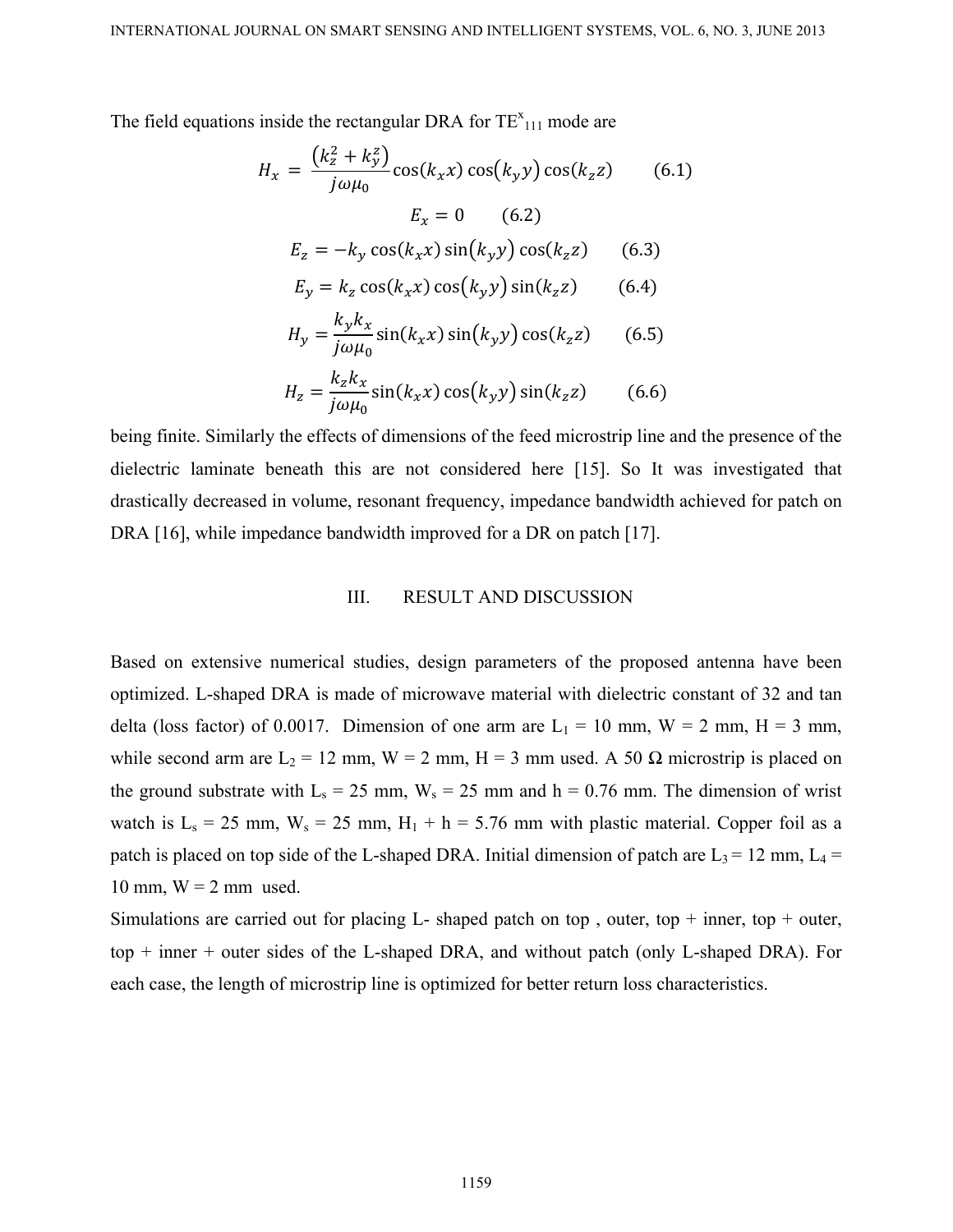The field equations inside the rectangular DRA for $TE^{x}_{111}$ mode are

$$H_x = \frac{\left(k_z^2 + k_y^z\right)}{j\omega\mu_0} \cos(k_x x) \cos(k_y y) \cos(k_z z) \qquad (6.1)$$

$$E_x = 0 \qquad (6.2)$$

$$E_z = -k_y \cos(k_x x) \sin(k_y y) \cos(k_z z) \qquad (6.3)$$

$$E_y = k_z \cos(k_x x) \cos(k_y y) \sin(k_z z) \qquad (6.4)$$

$$H_y = \frac{k_y k_x}{j\omega\mu_0} \sin(k_x x) \sin(k_y y) \cos(k_z z) \qquad (6.5)$$

$$H_z = \frac{k_z k_x}{j\omega\mu_0} \sin(k_x x) \cos(k_y y) \sin(k_z z) \qquad (6.6)$$

being finite. Similarly the effects of dimensions of the feed microstrip line and the presence of the dielectric laminate beneath this are not considered here [15]. So It was investigated that drastically decreased in volume, resonant frequency, impedance bandwidth achieved for patch on DRA [16], while impedance bandwidth improved for a DR on patch [17].

## III. RESULT AND DISCUSSION

Based on extensive numerical studies, design parameters of the proposed antenna have been optimized. L-shaped DRA is made of microwave material with dielectric constant of 32 and tan delta (loss factor) of 0.0017. Dimension of one arm are $L_1$ = 10 mm, W = 2 mm, H = 3 mm, while second arm are $L_2$ = 12 mm, W = 2 mm, H = 3 mm used. A 50 Ω microstrip is placed on the ground substrate with $L_s$ = 25 mm, $W_s$ = 25 mm and h = 0.76 mm. The dimension of wrist watch is $L_s$ = 25 mm, $W_s$ = 25 mm, $H_1$ + h = 5.76 mm with plastic material. Copper foil as a patch is placed on top side of the L-shaped DRA. Initial dimension of patch are $L_3$ = 12 mm, $L_4$ = 10 mm, W = 2 mm used.

Simulations are carried out for placing L- shaped patch on top , outer, top + inner, top + outer, top + inner + outer sides of the L-shaped DRA, and without patch (only L-shaped DRA). For each case, the length of microstrip line is optimized for better return loss characteristics.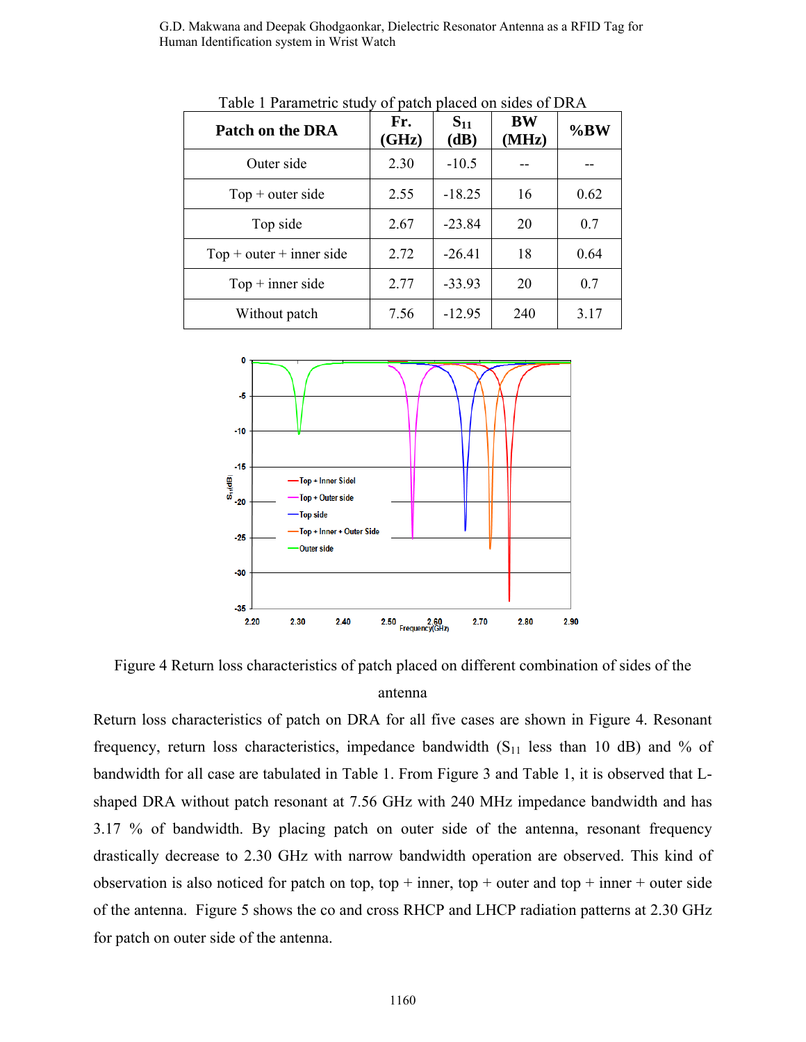Table 1 Parametric study of patch placed on sides of DRA

| Patch on the DRA | Fr. (GHz) | $S_{11}$ (dB) | BW (MHz) | %BW |
|---|---|---|---|---|
| Outer side | 2.30 | -10.5 | -- | -- |
| Top + outer side | 2.55 | -18.25 | 16 | 0.62 |
| Top side | 2.67 | -23.84 | 20 | 0.7 |
| Top + outer + inner side | 2.72 | -26.41 | 18 | 0.64 |
| Top + inner side | 2.77 | -33.93 | 20 | 0.7 |
| Without patch | 7.56 | -12.95 | 240 | 3.17 |

Figure 4 Return loss characteristics of patch placed on different combination of sides of the antenna

Return loss characteristics of patch on DRA for all five cases are shown in Figure 4. Resonant frequency, return loss characteristics, impedance bandwidth ($S_{11}$ less than 10 dB) and % of bandwidth for all case are tabulated in Table 1. From Figure 3 and Table 1, it is observed that L-shaped DRA without patch resonant at 7.56 GHz with 240 MHz impedance bandwidth and has 3.17 % of bandwidth. By placing patch on outer side of the antenna, resonant frequency drastically decrease to 2.30 GHz with narrow bandwidth operation are observed. This kind of observation is also noticed for patch on top, top + inner, top + outer and top + inner + outer side of the antenna. Figure 5 shows the co and cross RHCP and LHCP radiation patterns at 2.30 GHz for patch on outer side of the antenna.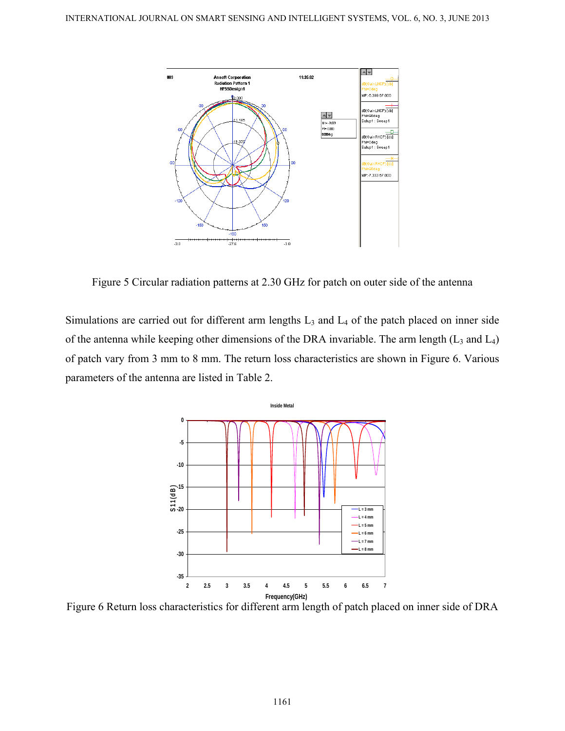Figure 5 Circular radiation patterns at 2.30 GHz for patch on outer side of the antenna

Simulations are carried out for different arm lengths $L_3$ and $L_4$ of the patch placed on inner side of the antenna while keeping other dimensions of the DRA invariable. The arm length ($L_3$ and $L_4$) of patch vary from 3 mm to 8 mm. The return loss characteristics are shown in Figure 6. Various parameters of the antenna are listed in Table 2.

Figure 6 Return loss characteristics for different arm length of patch placed on inner side of DRA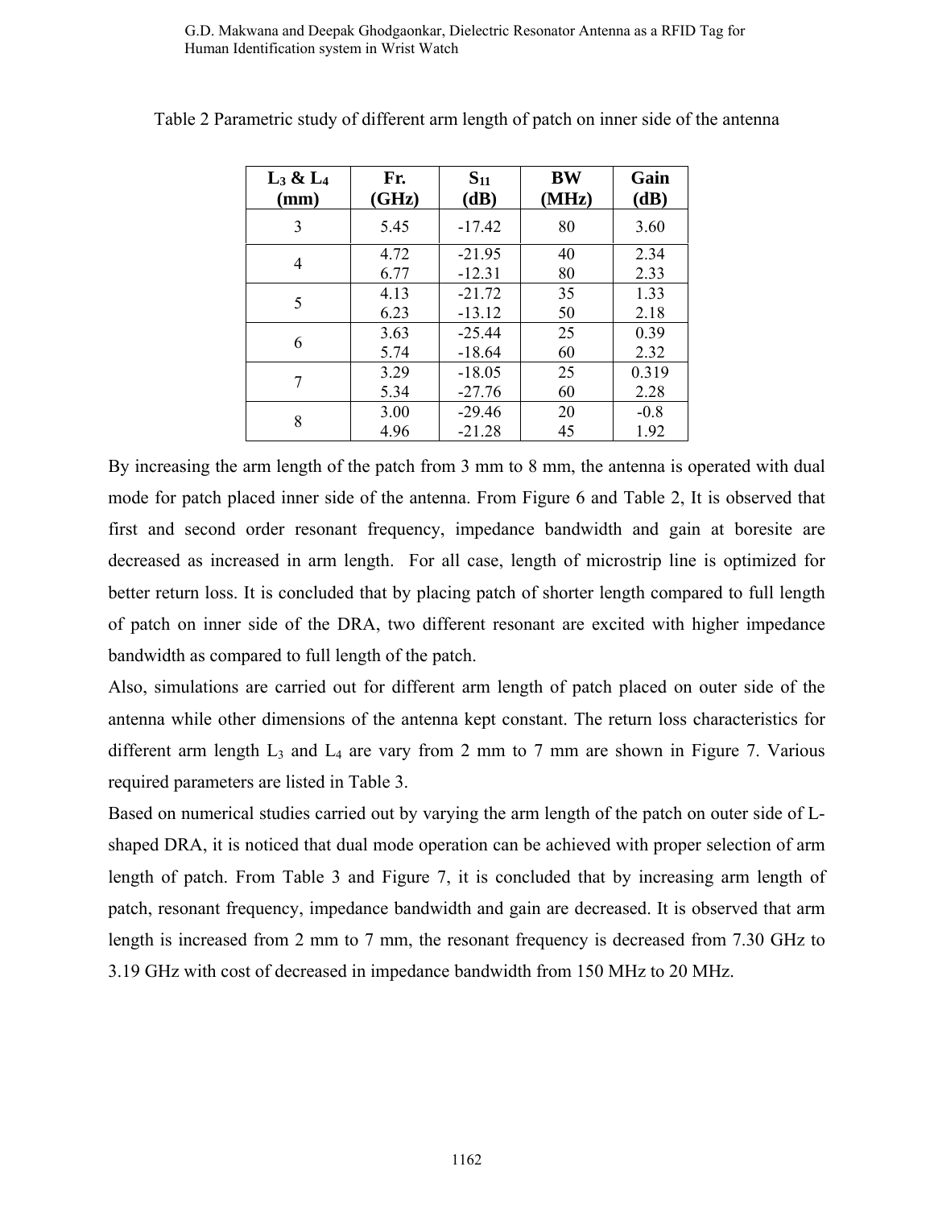Table 2 Parametric study of different arm length of patch on inner side of the antenna

| $L_3$ & $L_4$ (mm) | Fr. (GHz) | $S_{11}$ (dB) | BW (MHz) | Gain (dB) |
|---|---|---|---|---|
| 3 | 5.45 | -17.42 | 80 | 3.60 |
| 4 | 4.72<br>6.77 | -21.95<br>-12.31 | 40<br>80 | 2.34<br>2.33 |
| 5 | 4.13<br>6.23 | -21.72<br>-13.12 | 35<br>50 | 1.33<br>2.18 |
| 6 | 3.63<br>5.74 | -25.44<br>-18.64 | 25<br>60 | 0.39<br>2.32 |
| 7 | 3.29<br>5.34 | -18.05<br>-27.76 | 25<br>60 | 0.319<br>2.28 |
| 8 | 3.00<br>4.96 | -29.46<br>-21.28 | 20<br>45 | -0.8<br>1.92 |

By increasing the arm length of the patch from 3 mm to 8 mm, the antenna is operated with dual mode for patch placed inner side of the antenna. From Figure 6 and Table 2, It is observed that first and second order resonant frequency, impedance bandwidth and gain at boresite are decreased as increased in arm length. For all case, length of microstrip line is optimized for better return loss. It is concluded that by placing patch of shorter length compared to full length of patch on inner side of the DRA, two different resonant are excited with higher impedance bandwidth as compared to full length of the patch.

Also, simulations are carried out for different arm length of patch placed on outer side of the antenna while other dimensions of the antenna kept constant. The return loss characteristics for different arm length $L_3$ and $L_4$ are vary from 2 mm to 7 mm are shown in Figure 7. Various required parameters are listed in Table 3.

Based on numerical studies carried out by varying the arm length of the patch on outer side of L-shaped DRA, it is noticed that dual mode operation can be achieved with proper selection of arm length of patch. From Table 3 and Figure 7, it is concluded that by increasing arm length of patch, resonant frequency, impedance bandwidth and gain are decreased. It is observed that arm length is increased from 2 mm to 7 mm, the resonant frequency is decreased from 7.30 GHz to 3.19 GHz with cost of decreased in impedance bandwidth from 150 MHz to 20 MHz.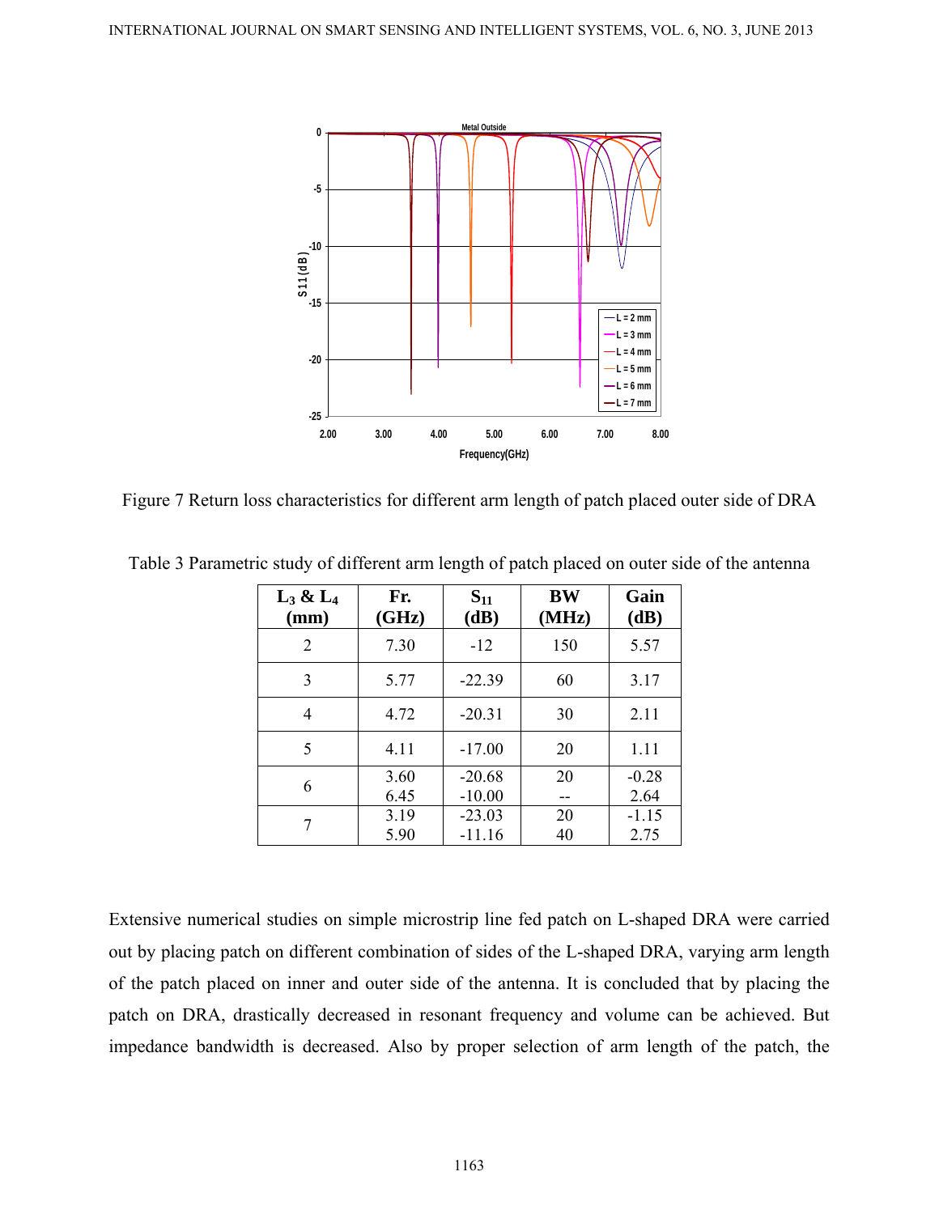Figure 7 Return loss characteristics for different arm length of patch placed outer side of DRA

Table 3 Parametric study of different arm length of patch placed on outer side of the antenna

| $L_3$ & $L_4$ (mm) | Fr. (GHz) | $S_{11}$ (dB) | BW (MHz) | Gain (dB) |
|---|---|---|---|---|
| 2 | 7.30 | -12 | 150 | 5.57 |
| 3 | 5.77 | -22.39 | 60 | 3.17 |
| 4 | 4.72 | -20.31 | 30 | 2.11 |
| 5 | 4.11 | -17.00 | 20 | 1.11 |
| 6 | 3.60<br>6.45 | -20.68<br>-10.00 | 20<br>-- | -0.28<br>2.64 |
| 7 | 3.19<br>5.90 | -23.03<br>-11.16 | 20<br>40 | -1.15<br>2.75 |

Extensive numerical studies on simple microstrip line fed patch on L-shaped DRA were carried out by placing patch on different combination of sides of the L-shaped DRA, varying arm length of the patch placed on inner and outer side of the antenna. It is concluded that by placing the patch on DRA, drastically decreased in resonant frequency and volume can be achieved. But impedance bandwidth is decreased. Also by proper selection of arm length of the patch, the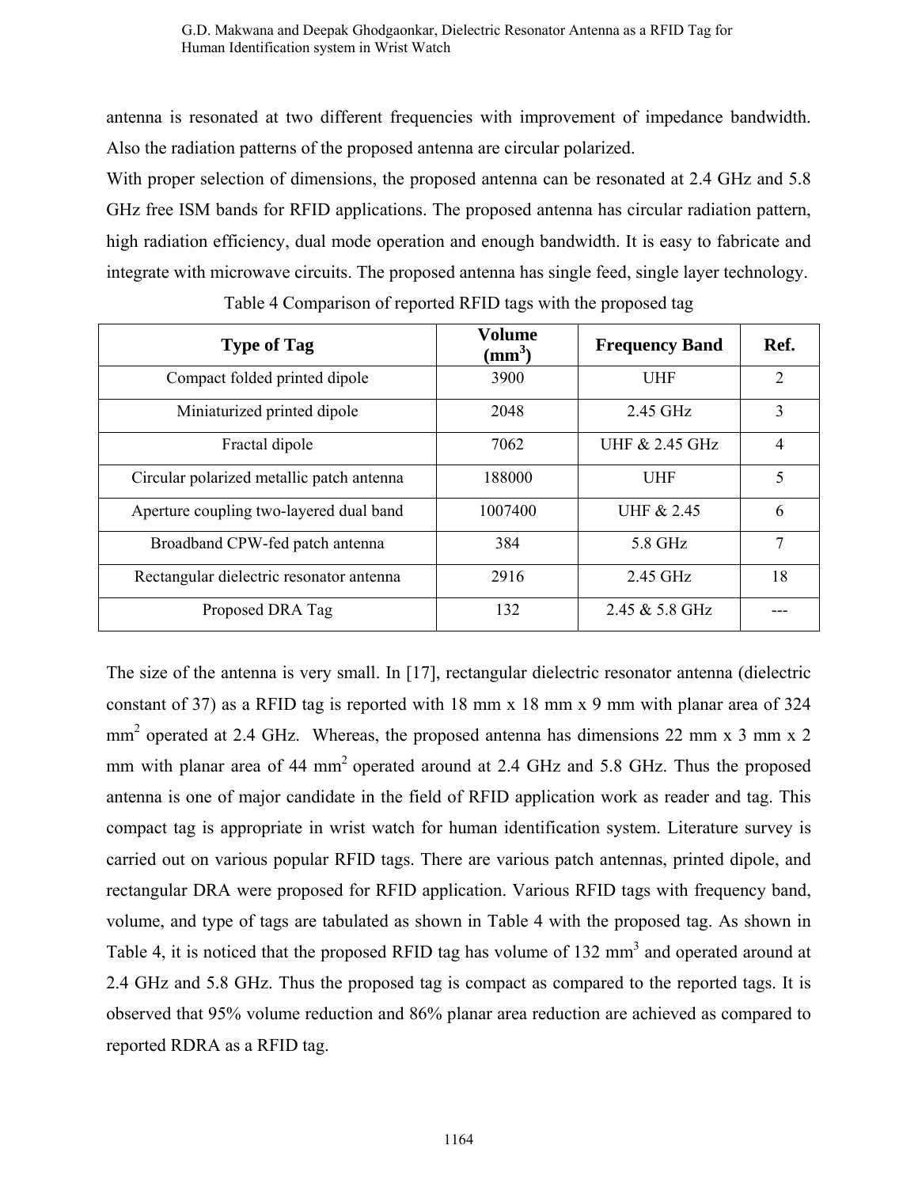antenna is resonated at two different frequencies with improvement of impedance bandwidth. Also the radiation patterns of the proposed antenna are circular polarized.

With proper selection of dimensions, the proposed antenna can be resonated at 2.4 GHz and 5.8 GHz free ISM bands for RFID applications. The proposed antenna has circular radiation pattern, high radiation efficiency, dual mode operation and enough bandwidth. It is easy to fabricate and integrate with microwave circuits. The proposed antenna has single feed, single layer technology.

Table 4 Comparison of reported RFID tags with the proposed tag

| Type of Tag | Volume ($mm^3$) | Frequency Band | Ref. |
| --- | --- | --- | --- |
| Compact folded printed dipole | 3900 | UHF | 2 |
| Miniaturized printed dipole | 2048 | 2.45 GHz | 3 |
| Fractal dipole | 7062 | UHF & 2.45 GHz | 4 |
| Circular polarized metallic patch antenna | 188000 | UHF | 5 |
| Aperture coupling two-layered dual band | 1007400 | UHF & 2.45 | 6 |
| Broadband CPW-fed patch antenna | 384 | 5.8 GHz | 7 |
| Rectangular dielectric resonator antenna | 2916 | 2.45 GHz | 18 |
| Proposed DRA Tag | 132 | 2.45 & 5.8 GHz | --- |

The size of the antenna is very small. In [17], rectangular dielectric resonator antenna (dielectric constant of 37) as a RFID tag is reported with 18 mm x 18 mm x 9 mm with planar area of 324 $mm^2$ operated at 2.4 GHz. Whereas, the proposed antenna has dimensions 22 mm x 3 mm x 2 mm with planar area of 44 $mm^2$ operated around at 2.4 GHz and 5.8 GHz. Thus the proposed antenna is one of major candidate in the field of RFID application work as reader and tag. This compact tag is appropriate in wrist watch for human identification system. Literature survey is carried out on various popular RFID tags. There are various patch antennas, printed dipole, and rectangular DRA were proposed for RFID application. Various RFID tags with frequency band, volume, and type of tags are tabulated as shown in Table 4 with the proposed tag. As shown in Table 4, it is noticed that the proposed RFID tag has volume of 132 $mm^3$ and operated around at 2.4 GHz and 5.8 GHz. Thus the proposed tag is compact as compared to the reported tags. It is observed that 95% volume reduction and 86% planar area reduction are achieved as compared to reported RDRA as a RFID tag.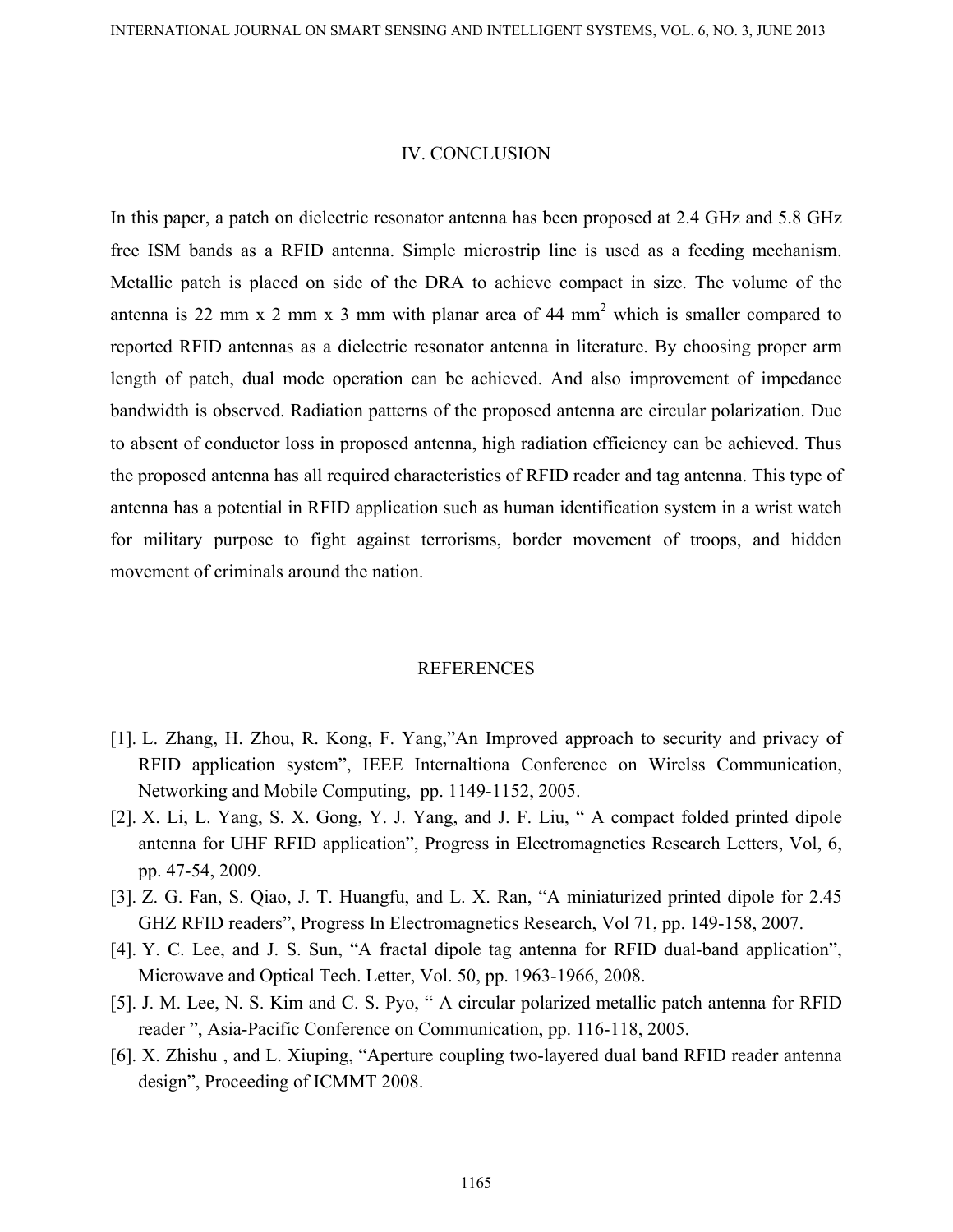## IV. CONCLUSION

In this paper, a patch on dielectric resonator antenna has been proposed at 2.4 GHz and 5.8 GHz free ISM bands as a RFID antenna. Simple microstrip line is used as a feeding mechanism. Metallic patch is placed on side of the DRA to achieve compact in size. The volume of the antenna is 22 mm x 2 mm x 3 mm with planar area of 44 $mm^2$ which is smaller compared to reported RFID antennas as a dielectric resonator antenna in literature. By choosing proper arm length of patch, dual mode operation can be achieved. And also improvement of impedance bandwidth is observed. Radiation patterns of the proposed antenna are circular polarization. Due to absent of conductor loss in proposed antenna, high radiation efficiency can be achieved. Thus the proposed antenna has all required characteristics of RFID reader and tag antenna. This type of antenna has a potential in RFID application such as human identification system in a wrist watch for military purpose to fight against terrorisms, border movement of troops, and hidden movement of criminals around the nation.

## REFERENCES

[1]. L. Zhang, H. Zhou, R. Kong, F. Yang,"An Improved approach to security and privacy of RFID application system", IEEE Internaltiona Conference on Wirelss Communication, Networking and Mobile Computing, pp. 1149-1152, 2005.

[2]. X. Li, L. Yang, S. X. Gong, Y. J. Yang, and J. F. Liu, " A compact folded printed dipole antenna for UHF RFID application", Progress in Electromagnetics Research Letters, Vol, 6, pp. 47-54, 2009.

[3]. Z. G. Fan, S. Qiao, J. T. Huangfu, and L. X. Ran, "A miniaturized printed dipole for 2.45 GHZ RFID readers", Progress In Electromagnetics Research, Vol 71, pp. 149-158, 2007.

[4]. Y. C. Lee, and J. S. Sun, "A fractal dipole tag antenna for RFID dual-band application", Microwave and Optical Tech. Letter, Vol. 50, pp. 1963-1966, 2008.

[5]. J. M. Lee, N. S. Kim and C. S. Pyo, " A circular polarized metallic patch antenna for RFID reader ", Asia-Pacific Conference on Communication, pp. 116-118, 2005.

[6]. X. Zhishu , and L. Xiuping, "Aperture coupling two-layered dual band RFID reader antenna design", Proceeding of ICMMT 2008.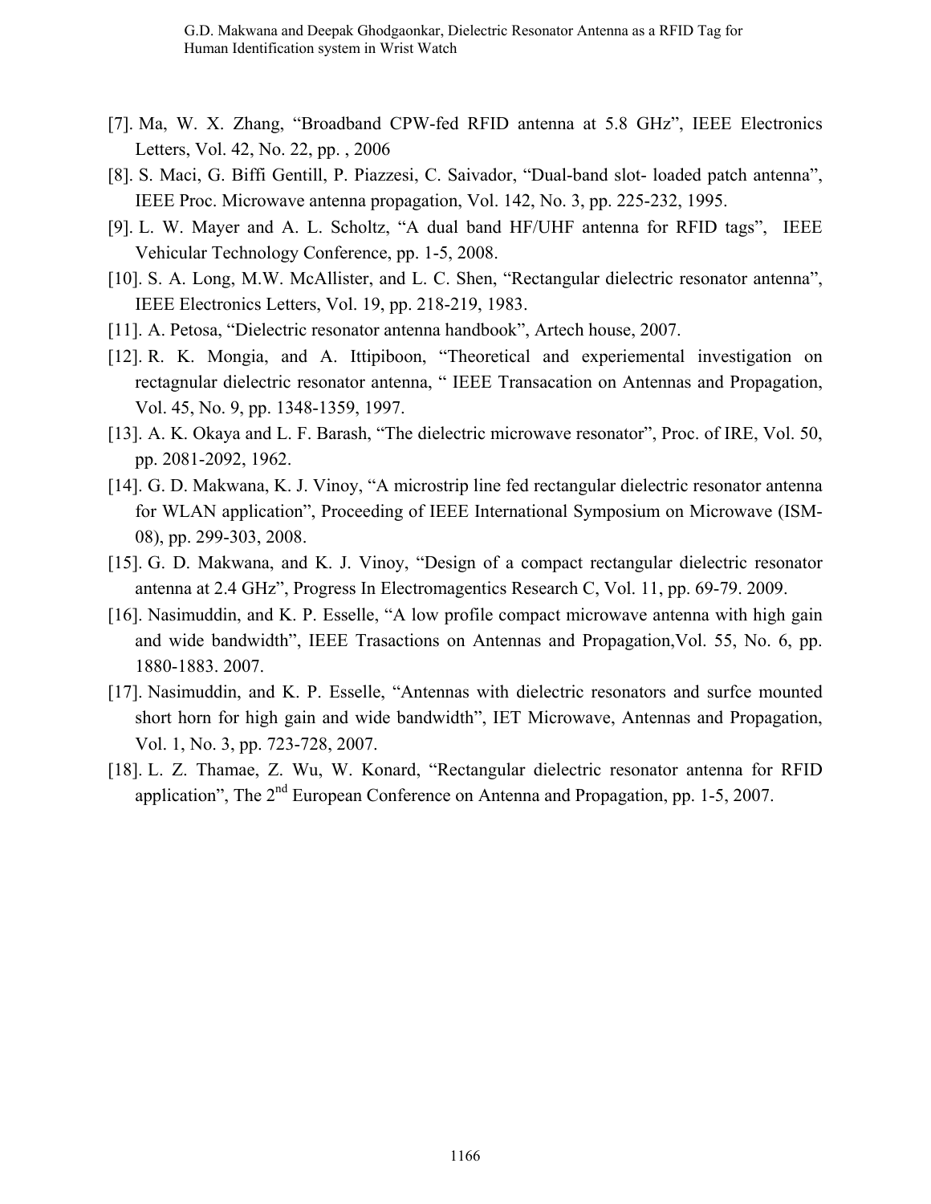[7]. Ma, W. X. Zhang, "Broadband CPW-fed RFID antenna at 5.8 GHz", IEEE Electronics Letters, Vol. 42, No. 22, pp. , 2006

[8]. S. Maci, G. Biffi Gentill, P. Piazzesi, C. Saivador, "Dual-band slot- loaded patch antenna", IEEE Proc. Microwave antenna propagation, Vol. 142, No. 3, pp. 225-232, 1995.

[9]. L. W. Mayer and A. L. Scholtz, "A dual band HF/UHF antenna for RFID tags", IEEE Vehicular Technology Conference, pp. 1-5, 2008.

[10]. S. A. Long, M.W. McAllister, and L. C. Shen, "Rectangular dielectric resonator antenna", IEEE Electronics Letters, Vol. 19, pp. 218-219, 1983.

[11]. A. Petosa, "Dielectric resonator antenna handbook", Artech house, 2007.

[12]. R. K. Mongia, and A. Ittipiboon, "Theoretical and experiemental investigation on rectagnular dielectric resonator antenna, " IEEE Transacation on Antennas and Propagation, Vol. 45, No. 9, pp. 1348-1359, 1997.

[13]. A. K. Okaya and L. F. Barash, "The dielectric microwave resonator", Proc. of IRE, Vol. 50, pp. 2081-2092, 1962.

[14]. G. D. Makwana, K. J. Vinoy, "A microstrip line fed rectangular dielectric resonator antenna for WLAN application", Proceeding of IEEE International Symposium on Microwave (ISM-08), pp. 299-303, 2008.

[15]. G. D. Makwana, and K. J. Vinoy, "Design of a compact rectangular dielectric resonator antenna at 2.4 GHz", Progress In Electromagentics Research C, Vol. 11, pp. 69-79. 2009.

[16]. Nasimuddin, and K. P. Esselle, "A low profile compact microwave antenna with high gain and wide bandwidth", IEEE Trasactions on Antennas and Propagation,Vol. 55, No. 6, pp. 1880-1883. 2007.

[17]. Nasimuddin, and K. P. Esselle, "Antennas with dielectric resonators and surfce mounted short horn for high gain and wide bandwidth", IET Microwave, Antennas and Propagation, Vol. 1, No. 3, pp. 723-728, 2007.

[18]. L. Z. Thamae, Z. Wu, W. Konard, "Rectangular dielectric resonator antenna for RFID application", The 2nd European Conference on Antenna and Propagation, pp. 1-5, 2007.